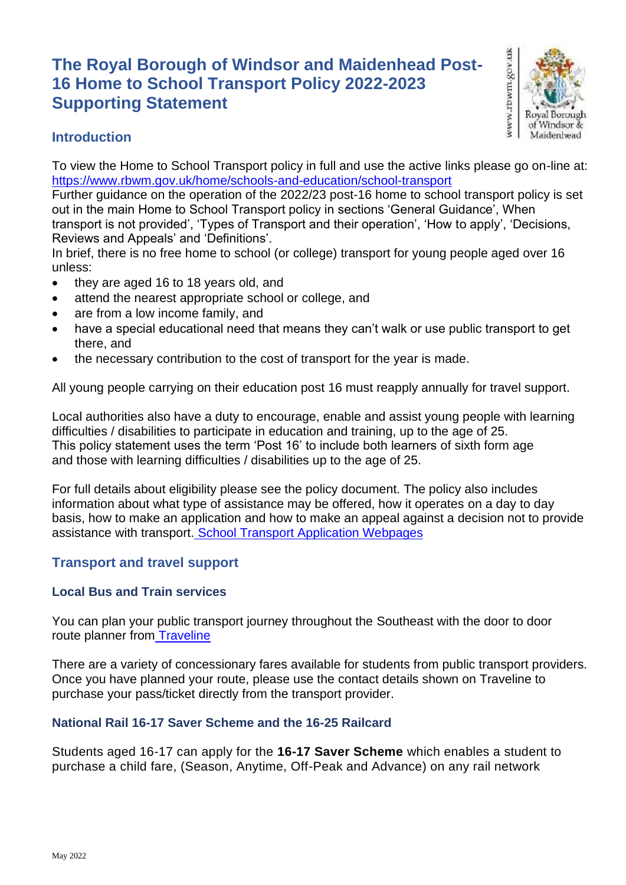# The Royal Borough of Windsor and Maidenhead Post-16 Home to School Transport Policy 2022-2023 Supporting Statement

## Introduction

To view the Home to School Transport policy in full and use the active links please go on-line at: https://www.rbwm.gov.uk/home/schools-and-education/school-transport
Further guidance on the operation of the 2022/23 post-16 home to school transport policy is set out in the main Home to School Transport policy in sections 'General Guidance', When transport is not provided', 'Types of Transport and their operation', 'How to apply', 'Decisions, Reviews and Appeals' and 'Definitions'.
In brief, there is no free home to school (or college) transport for young people aged over 16 unless:

- they are aged 16 to 18 years old, and
- attend the nearest appropriate school or college, and
- are from a low income family, and
- have a special educational need that means they can't walk or use public transport to get there, and
- the necessary contribution to the cost of transport for the year is made.

All young people carrying on their education post 16 must reapply annually for travel support.

Local authorities also have a duty to encourage, enable and assist young people with learning difficulties / disabilities to participate in education and training, up to the age of 25.
This policy statement uses the term 'Post 16' to include both learners of sixth form age and those with learning difficulties / disabilities up to the age of 25.

For full details about eligibility please see the policy document. The policy also includes information about what type of assistance may be offered, how it operates on a day to day basis, how to make an application and how to make an appeal against a decision not to provide assistance with transport. School Transport Application Webpages

## Transport and travel support

### Local Bus and Train services

You can plan your public transport journey throughout the Southeast with the door to door route planner from Traveline

There are a variety of concessionary fares available for students from public transport providers. Once you have planned your route, please use the contact details shown on Traveline to purchase your pass/ticket directly from the transport provider.

### National Rail 16-17 Saver Scheme and the 16-25 Railcard

Students aged 16-17 can apply for the **16-17 Saver Scheme** which enables a student to purchase a child fare, (Season, Anytime, Off-Peak and Advance) on any rail network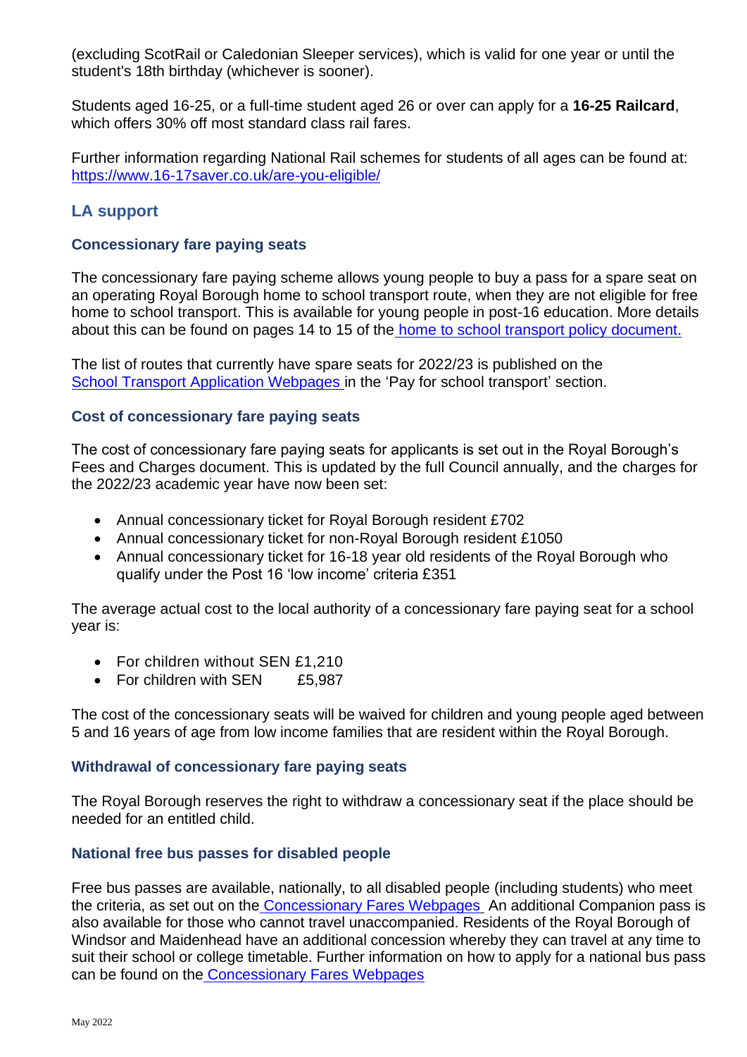(excluding ScotRail or Caledonian Sleeper services), which is valid for one year or until the student's 18th birthday (whichever is sooner).

Students aged 16-25, or a full-time student aged 26 or over can apply for a **16-25 Railcard**, which offers 30% off most standard class rail fares.

Further information regarding National Rail schemes for students of all ages can be found at: [https://www.16-17saver.co.uk/are-you-eligible/](https://www.16-17saver.co.uk/are-you-eligible/)

## LA support

### Concessionary fare paying seats

The concessionary fare paying scheme allows young people to buy a pass for a spare seat on an operating Royal Borough home to school transport route, when they are not eligible for free home to school transport. This is available for young people in post-16 education. More details about this can be found on pages 14 to 15 of the home to school transport policy document.

The list of routes that currently have spare seats for 2022/23 is published on the School Transport Application Webpages in the 'Pay for school transport' section.

### Cost of concessionary fare paying seats

The cost of concessionary fare paying seats for applicants is set out in the Royal Borough's Fees and Charges document. This is updated by the full Council annually, and the charges for the 2022/23 academic year have now been set:

- Annual concessionary ticket for Royal Borough resident £702
- Annual concessionary ticket for non-Royal Borough resident £1050
- Annual concessionary ticket for 16-18 year old residents of the Royal Borough who qualify under the Post 16 'low income' criteria £351

The average actual cost to the local authority of a concessionary fare paying seat for a school year is:

- For children without SEN £1,210
- For children with SEN £5,987

The cost of the concessionary seats will be waived for children and young people aged between 5 and 16 years of age from low income families that are resident within the Royal Borough.

### Withdrawal of concessionary fare paying seats

The Royal Borough reserves the right to withdraw a concessionary seat if the place should be needed for an entitled child.

### National free bus passes for disabled people

Free bus passes are available, nationally, to all disabled people (including students) who meet the criteria, as set out on the Concessionary Fares Webpages An additional Companion pass is also available for those who cannot travel unaccompanied. Residents of the Royal Borough of Windsor and Maidenhead have an additional concession whereby they can travel at any time to suit their school or college timetable. Further information on how to apply for a national bus pass can be found on the Concessionary Fares Webpages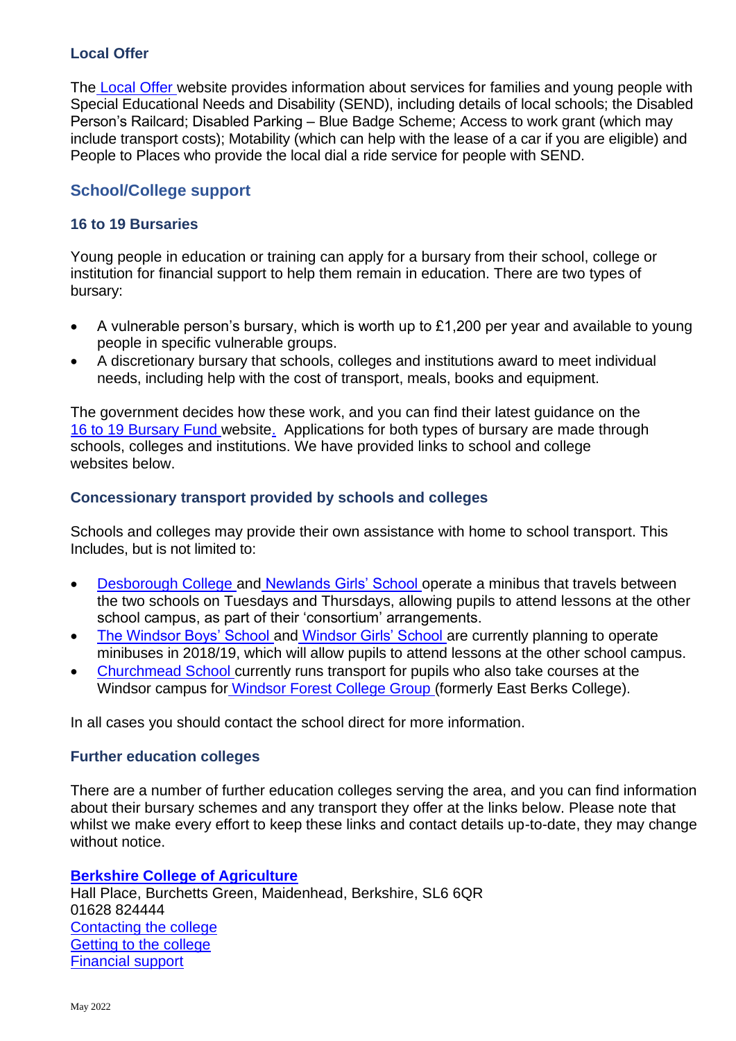### Local Offer

The Local Offer website provides information about services for families and young people with Special Educational Needs and Disability (SEND), including details of local schools; the Disabled Person's Railcard; Disabled Parking – Blue Badge Scheme; Access to work grant (which may include transport costs); Motability (which can help with the lease of a car if you are eligible) and People to Places who provide the local dial a ride service for people with SEND.

## School/College support

### 16 to 19 Bursaries

Young people in education or training can apply for a bursary from their school, college or institution for financial support to help them remain in education. There are two types of bursary:

- A vulnerable person's bursary, which is worth up to £1,200 per year and available to young people in specific vulnerable groups.
- A discretionary bursary that schools, colleges and institutions award to meet individual needs, including help with the cost of transport, meals, books and equipment.

The government decides how these work, and you can find their latest guidance on the 16 to 19 Bursary Fund website. Applications for both types of bursary are made through schools, colleges and institutions. We have provided links to school and college websites below.

### Concessionary transport provided by schools and colleges

Schools and colleges may provide their own assistance with home to school transport. This Includes, but is not limited to:

- Desborough College and Newlands Girls' School operate a minibus that travels between the two schools on Tuesdays and Thursdays, allowing pupils to attend lessons at the other school campus, as part of their 'consortium' arrangements.
- The Windsor Boys' School and Windsor Girls' School are currently planning to operate minibuses in 2018/19, which will allow pupils to attend lessons at the other school campus.
- Churchmead School currently runs transport for pupils who also take courses at the Windsor campus for Windsor Forest College Group (formerly East Berks College).

In all cases you should contact the school direct for more information.

### Further education colleges

There are a number of further education colleges serving the area, and you can find information about their bursary schemes and any transport they offer at the links below. Please note that whilst we make every effort to keep these links and contact details up-to-date, they may change without notice.

**Berkshire College of Agriculture**
Hall Place, Burchetts Green, Maidenhead, Berkshire, SL6 6QR
01628 824444
Contacting the college
Getting to the college
Financial support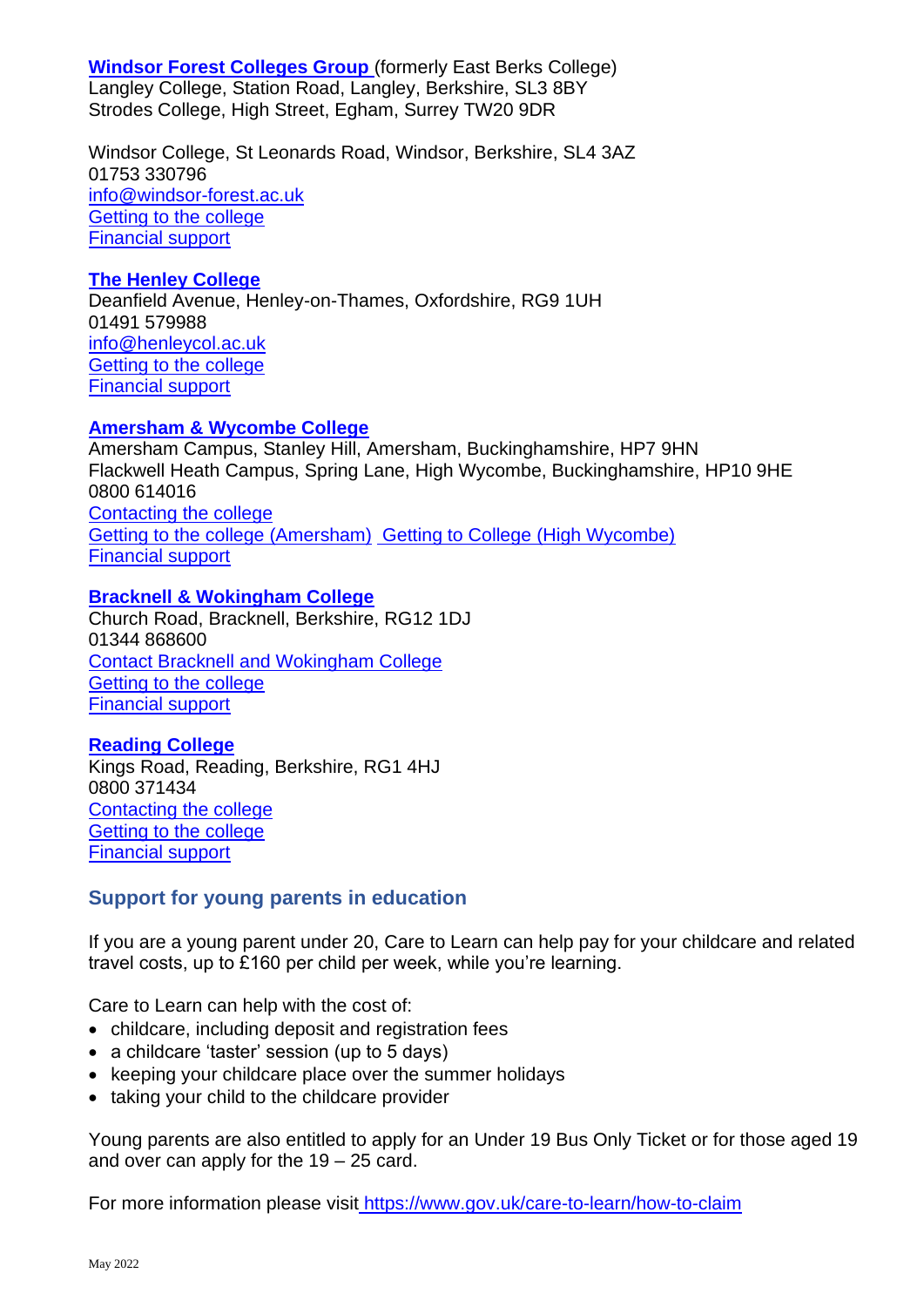**Windsor Forest Colleges Group** (formerly East Berks College)
Langley College, Station Road, Langley, Berkshire, SL3 8BY
Strodes College, High Street, Egham, Surrey TW20 9DR

Windsor College, St Leonards Road, Windsor, Berkshire, SL4 3AZ
01753 330796
info@windsor-forest.ac.uk
Getting to the college
Financial support

**The Henley College**
Deanfield Avenue, Henley-on-Thames, Oxfordshire, RG9 1UH
01491 579988
info@henleycol.ac.uk
Getting to the college
Financial support

**Amersham & Wycombe College**
Amersham Campus, Stanley Hill, Amersham, Buckinghamshire, HP7 9HN
Flackwell Heath Campus, Spring Lane, High Wycombe, Buckinghamshire, HP10 9HE
0800 614016
Contacting the college
Getting to the college (Amersham) Getting to College (High Wycombe)
Financial support

**Bracknell & Wokingham College**
Church Road, Bracknell, Berkshire, RG12 1DJ
01344 868600
Contact Bracknell and Wokingham College
Getting to the college
Financial support

**Reading College**
Kings Road, Reading, Berkshire, RG1 4HJ
0800 371434
Contacting the college
Getting to the college
Financial support

## Support for young parents in education

If you are a young parent under 20, Care to Learn can help pay for your childcare and related travel costs, up to £160 per child per week, while you're learning.

Care to Learn can help with the cost of:

- childcare, including deposit and registration fees
- a childcare 'taster' session (up to 5 days)
- keeping your childcare place over the summer holidays
- taking your child to the childcare provider

Young parents are also entitled to apply for an Under 19 Bus Only Ticket or for those aged 19 and over can apply for the 19 – 25 card.

For more information please visit https://www.gov.uk/care-to-learn/how-to-claim

May 2022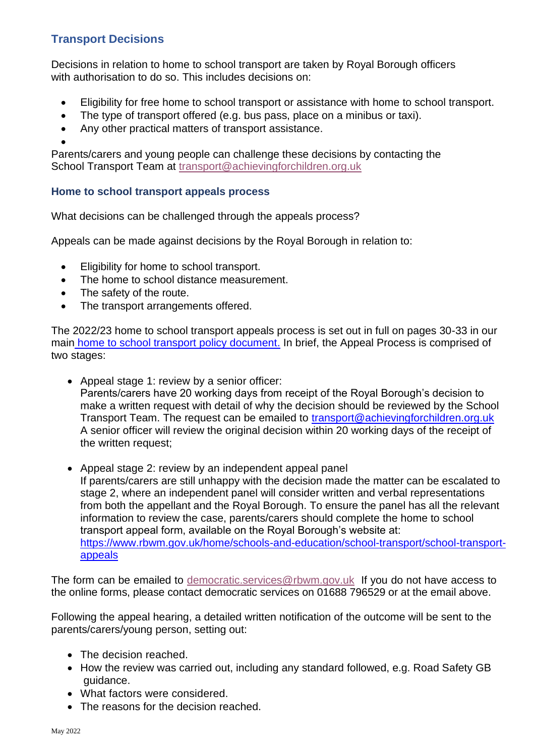## Transport Decisions

Decisions in relation to home to school transport are taken by Royal Borough officers with authorisation to do so. This includes decisions on:

- Eligibility for free home to school transport or assistance with home to school transport.
- The type of transport offered (e.g. bus pass, place on a minibus or taxi).
- Any other practical matters of transport assistance.

Parents/carers and young people can challenge these decisions by contacting the School Transport Team at transport@achievingforchildren.org.uk

### Home to school transport appeals process

What decisions can be challenged through the appeals process?

Appeals can be made against decisions by the Royal Borough in relation to:

- Eligibility for home to school transport.
- The home to school distance measurement.
- The safety of the route.
- The transport arrangements offered.

The 2022/23 home to school transport appeals process is set out in full on pages 30-33 in our main home to school transport policy document. In brief, the Appeal Process is comprised of two stages:

- Appeal stage 1: review by a senior officer:
  Parents/carers have 20 working days from receipt of the Royal Borough's decision to make a written request with detail of why the decision should be reviewed by the School Transport Team. The request can be emailed to transport@achievingforchildren.org.uk A senior officer will review the original decision within 20 working days of the receipt of the written request;

- Appeal stage 2: review by an independent appeal panel
  If parents/carers are still unhappy with the decision made the matter can be escalated to stage 2, where an independent panel will consider written and verbal representations from both the appellant and the Royal Borough. To ensure the panel has all the relevant information to review the case, parents/carers should complete the home to school transport appeal form, available on the Royal Borough's website at: https://www.rbwm.gov.uk/home/schools-and-education/school-transport/school-transport-appeals

The form can be emailed to democratic.services@rbwm.gov.uk If you do not have access to the online forms, please contact democratic services on 01688 796529 or at the email above.

Following the appeal hearing, a detailed written notification of the outcome will be sent to the parents/carers/young person, setting out:

- The decision reached.
- How the review was carried out, including any standard followed, e.g. Road Safety GB guidance.
- What factors were considered.
- The reasons for the decision reached.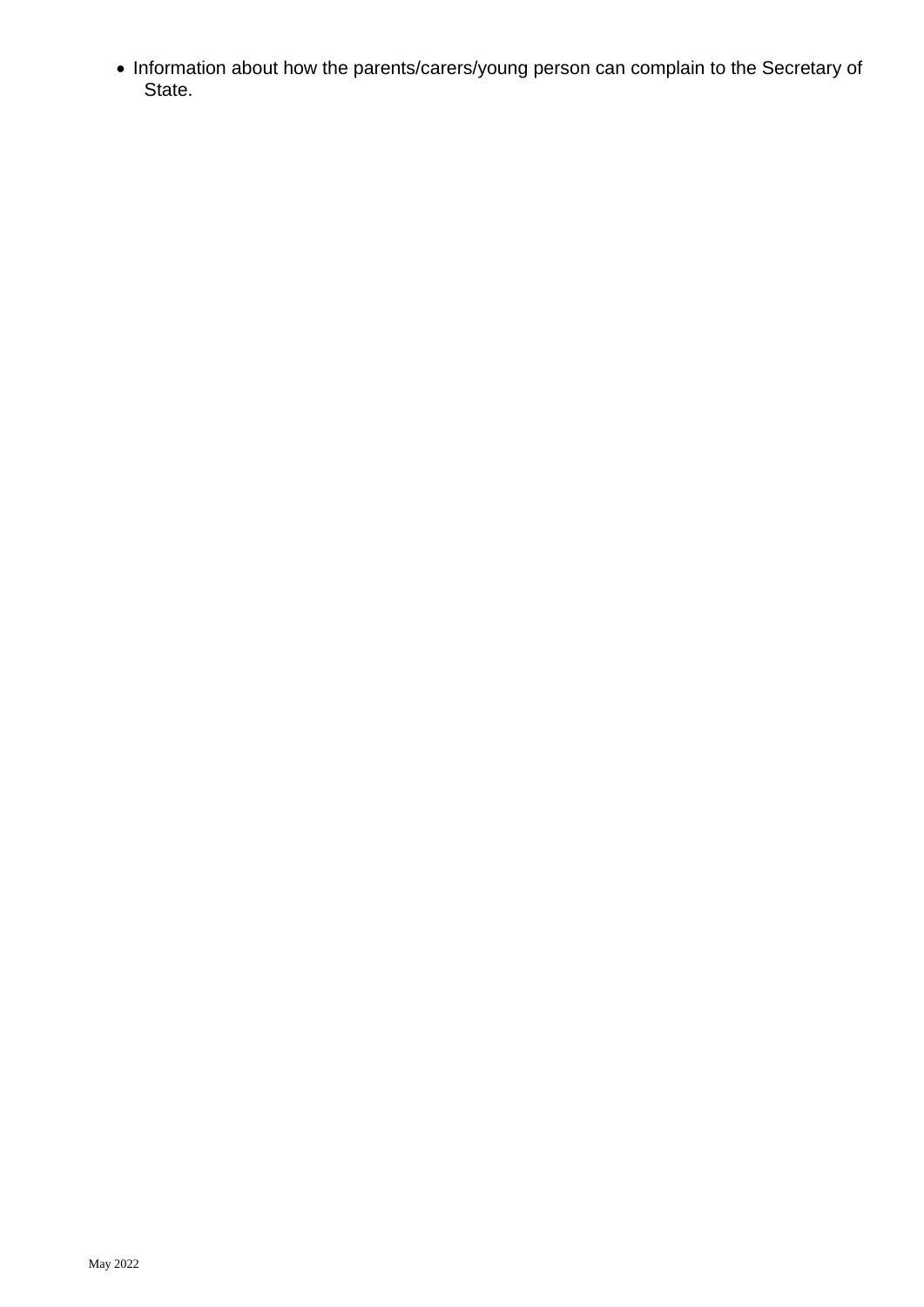- Information about how the parents/carers/young person can complain to the Secretary of State.